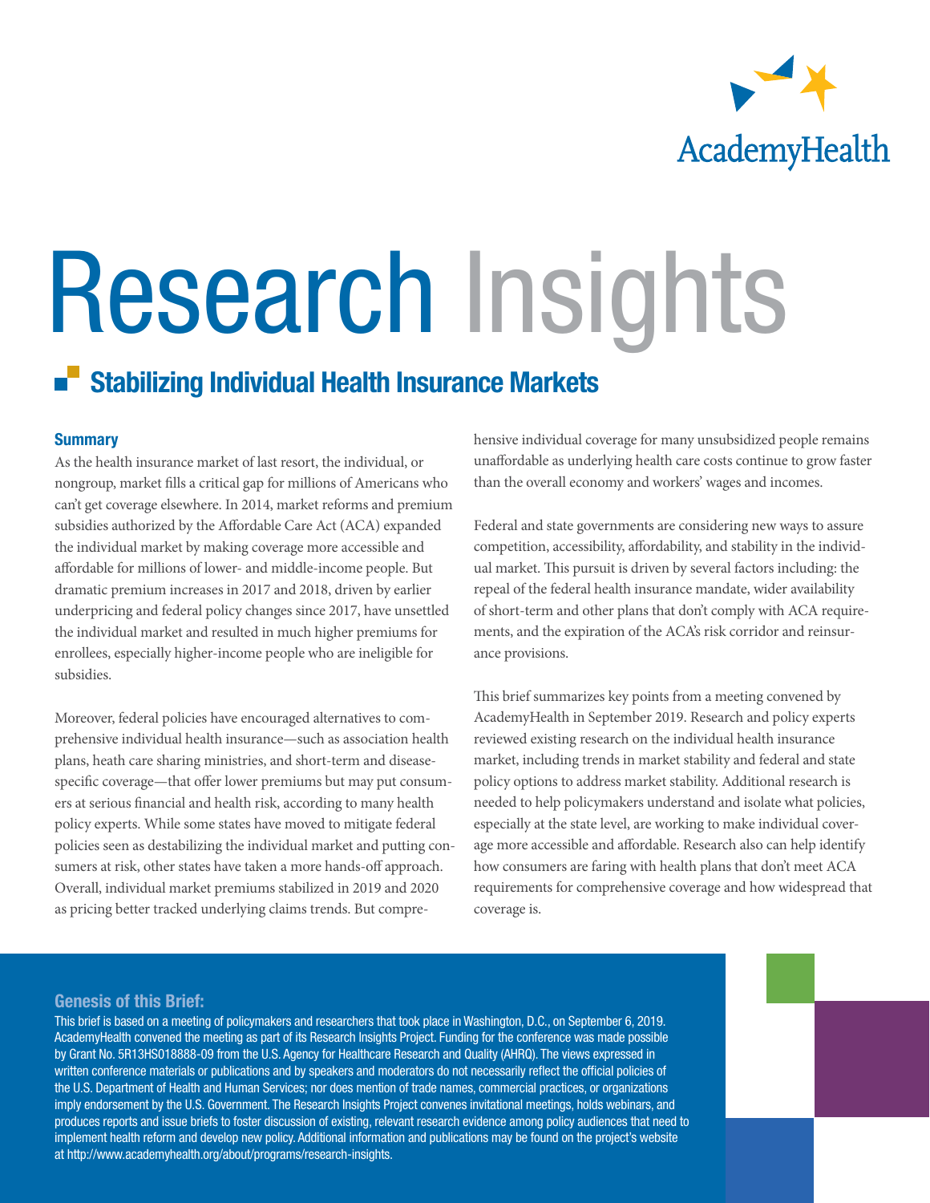# Research Insights

## Stabilizing Individual Health Insurance Markets

### Summary

As the health insurance market of last resort, the individual, or nongroup, market fills a critical gap for millions of Americans who can't get coverage elsewhere. In 2014, market reforms and premium subsidies authorized by the Affordable Care Act (ACA) expanded the individual market by making coverage more accessible and affordable for millions of lower- and middle-income people. But dramatic premium increases in 2017 and 2018, driven by earlier underpricing and federal policy changes since 2017, have unsettled the individual market and resulted in much higher premiums for enrollees, especially higher-income people who are ineligible for subsidies.

Moreover, federal policies have encouraged alternatives to comprehensive individual health insurance—such as association health plans, heath care sharing ministries, and short-term and disease-specific coverage—that offer lower premiums but may put consumers at serious financial and health risk, according to many health policy experts. While some states have moved to mitigate federal policies seen as destabilizing the individual market and putting consumers at risk, other states have taken a more hands-off approach. Overall, individual market premiums stabilized in 2019 and 2020 as pricing better tracked underlying claims trends. But comprehensive individual coverage for many unsubsidized people remains unaffordable as underlying health care costs continue to grow faster than the overall economy and workers' wages and incomes.

Federal and state governments are considering new ways to assure competition, accessibility, affordability, and stability in the individual market. This pursuit is driven by several factors including: the repeal of the federal health insurance mandate, wider availability of short-term and other plans that don't comply with ACA requirements, and the expiration of the ACA's risk corridor and reinsurance provisions.

This brief summarizes key points from a meeting convened by AcademyHealth in September 2019. Research and policy experts reviewed existing research on the individual health insurance market, including trends in market stability and federal and state policy options to address market stability. Additional research is needed to help policymakers understand and isolate what policies, especially at the state level, are working to make individual coverage more accessible and affordable. Research also can help identify how consumers are faring with health plans that don't meet ACA requirements for comprehensive coverage and how widespread that coverage is.

### Genesis of this Brief:

This brief is based on a meeting of policymakers and researchers that took place in Washington, D.C., on September 6, 2019. AcademyHealth convened the meeting as part of its Research Insights Project. Funding for the conference was made possible by Grant No. 5R13HS018888-09 from the U.S. Agency for Healthcare Research and Quality (AHRQ). The views expressed in written conference materials or publications and by speakers and moderators do not necessarily reflect the official policies of the U.S. Department of Health and Human Services; nor does mention of trade names, commercial practices, or organizations imply endorsement by the U.S. Government. The Research Insights Project convenes invitational meetings, holds webinars, and produces reports and issue briefs to foster discussion of existing, relevant research evidence among policy audiences that need to implement health reform and develop new policy. Additional information and publications may be found on the project's website at http://www.academyhealth.org/about/programs/research-insights.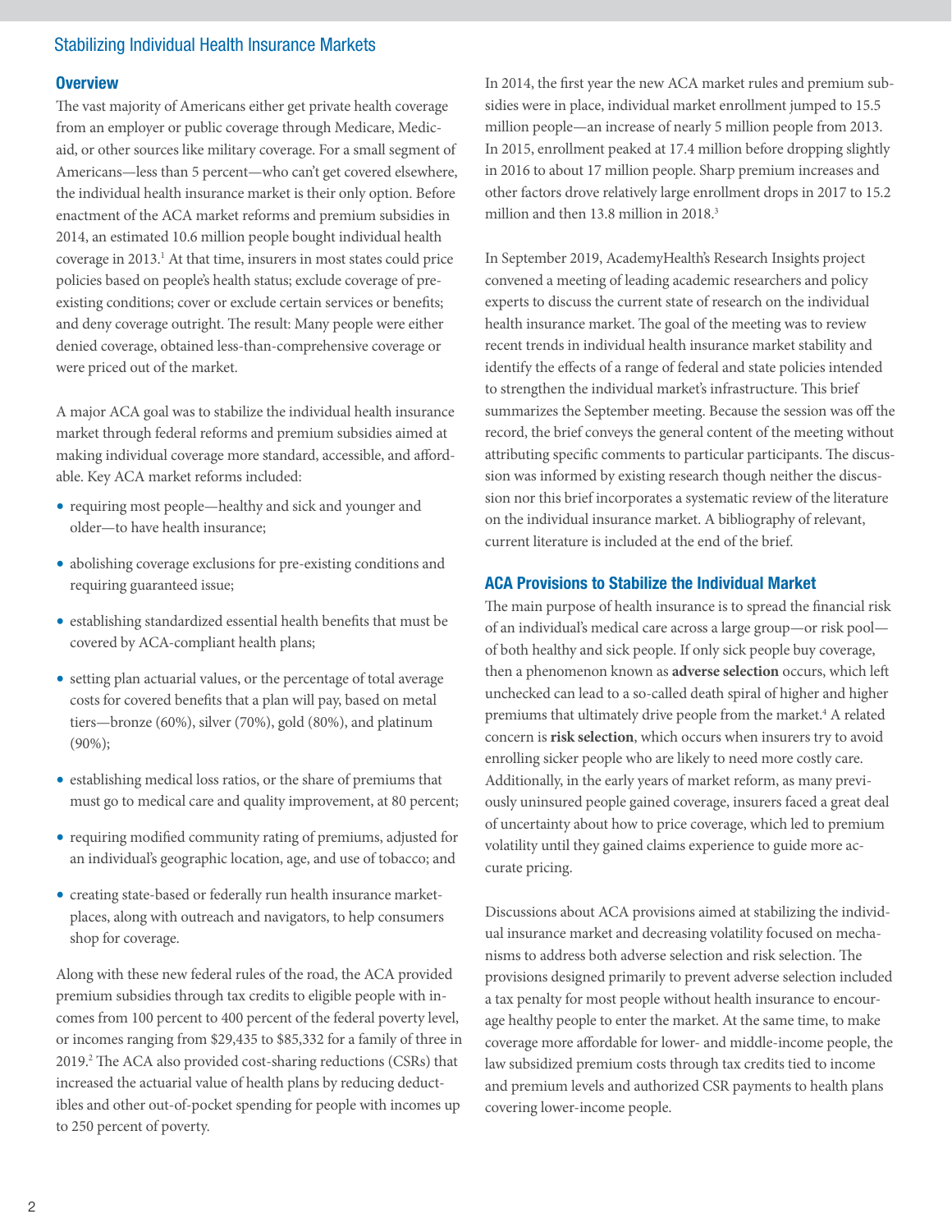## Overview

The vast majority of Americans either get private health coverage from an employer or public coverage through Medicare, Medicaid, or other sources like military coverage. For a small segment of Americans—less than 5 percent—who can't get covered elsewhere, the individual health insurance market is their only option. Before enactment of the ACA market reforms and premium subsidies in 2014, an estimated 10.6 million people bought individual health coverage in 2013.[1] At that time, insurers in most states could price policies based on people's health status; exclude coverage of pre-existing conditions; cover or exclude certain services or benefits; and deny coverage outright. The result: Many people were either denied coverage, obtained less-than-comprehensive coverage or were priced out of the market.

A major ACA goal was to stabilize the individual health insurance market through federal reforms and premium subsidies aimed at making individual coverage more standard, accessible, and affordable. Key ACA market reforms included:

- requiring most people—healthy and sick and younger and older—to have health insurance;
- abolishing coverage exclusions for pre-existing conditions and requiring guaranteed issue;
- establishing standardized essential health benefits that must be covered by ACA-compliant health plans;
- setting plan actuarial values, or the percentage of total average costs for covered benefits that a plan will pay, based on metal tiers—bronze (60%), silver (70%), gold (80%), and platinum (90%);
- establishing medical loss ratios, or the share of premiums that must go to medical care and quality improvement, at 80 percent;
- requiring modified community rating of premiums, adjusted for an individual's geographic location, age, and use of tobacco; and
- creating state-based or federally run health insurance marketplaces, along with outreach and navigators, to help consumers shop for coverage.

Along with these new federal rules of the road, the ACA provided premium subsidies through tax credits to eligible people with incomes from 100 percent to 400 percent of the federal poverty level, or incomes ranging from $29,435 to $85,332 for a family of three in 2019.[2] The ACA also provided cost-sharing reductions (CSRs) that increased the actuarial value of health plans by reducing deductibles and other out-of-pocket spending for people with incomes up to 250 percent of poverty.

In 2014, the first year the new ACA market rules and premium subsidies were in place, individual market enrollment jumped to 15.5 million people—an increase of nearly 5 million people from 2013. In 2015, enrollment peaked at 17.4 million before dropping slightly in 2016 to about 17 million people. Sharp premium increases and other factors drove relatively large enrollment drops in 2017 to 15.2 million and then 13.8 million in 2018.[3]

In September 2019, AcademyHealth's Research Insights project convened a meeting of leading academic researchers and policy experts to discuss the current state of research on the individual health insurance market. The goal of the meeting was to review recent trends in individual health insurance market stability and identify the effects of a range of federal and state policies intended to strengthen the individual market's infrastructure. This brief summarizes the September meeting. Because the session was off the record, the brief conveys the general content of the meeting without attributing specific comments to particular participants. The discussion was informed by existing research though neither the discussion nor this brief incorporates a systematic review of the literature on the individual insurance market. A bibliography of relevant, current literature is included at the end of the brief.

## ACA Provisions to Stabilize the Individual Market

The main purpose of health insurance is to spread the financial risk of an individual's medical care across a large group—or risk pool—of both healthy and sick people. If only sick people buy coverage, then a phenomenon known as **adverse selection** occurs, which left unchecked can lead to a so-called death spiral of higher and higher premiums that ultimately drive people from the market.[4] A related concern is **risk selection**, which occurs when insurers try to avoid enrolling sicker people who are likely to need more costly care. Additionally, in the early years of market reform, as many previously uninsured people gained coverage, insurers faced a great deal of uncertainty about how to price coverage, which led to premium volatility until they gained claims experience to guide more accurate pricing.

Discussions about ACA provisions aimed at stabilizing the individual insurance market and decreasing volatility focused on mechanisms to address both adverse selection and risk selection. The provisions designed primarily to prevent adverse selection included a tax penalty for most people without health insurance to encourage healthy people to enter the market. At the same time, to make coverage more affordable for lower- and middle-income people, the law subsidized premium costs through tax credits tied to income and premium levels and authorized CSR payments to health plans covering lower-income people.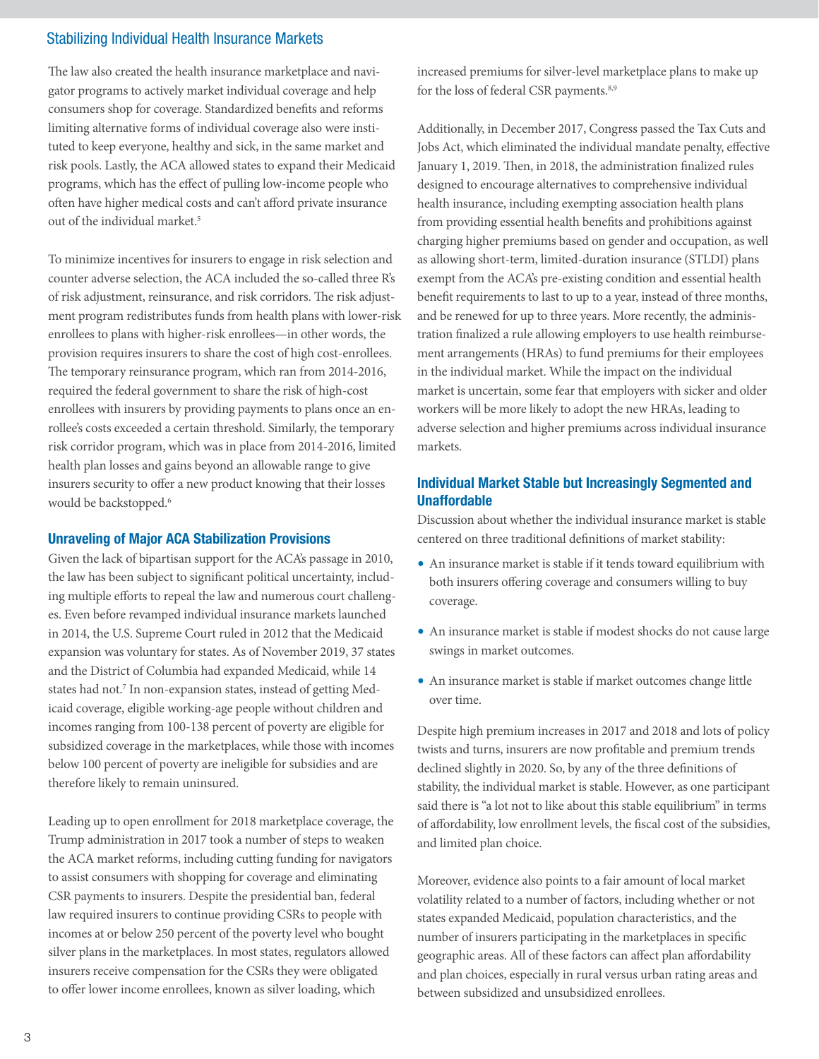The law also created the health insurance marketplace and navigator programs to actively market individual coverage and help consumers shop for coverage. Standardized benefits and reforms limiting alternative forms of individual coverage also were instituted to keep everyone, healthy and sick, in the same market and risk pools. Lastly, the ACA allowed states to expand their Medicaid programs, which has the effect of pulling low-income people who often have higher medical costs and can't afford private insurance out of the individual market.[5]

To minimize incentives for insurers to engage in risk selection and counter adverse selection, the ACA included the so-called three R's of risk adjustment, reinsurance, and risk corridors. The risk adjustment program redistributes funds from health plans with lower-risk enrollees to plans with higher-risk enrollees—in other words, the provision requires insurers to share the cost of high cost-enrollees. The temporary reinsurance program, which ran from 2014-2016, required the federal government to share the risk of high-cost enrollees with insurers by providing payments to plans once an enrollee's costs exceeded a certain threshold. Similarly, the temporary risk corridor program, which was in place from 2014-2016, limited health plan losses and gains beyond an allowable range to give insurers security to offer a new product knowing that their losses would be backstopped.[6]

## Unraveling of Major ACA Stabilization Provisions

Given the lack of bipartisan support for the ACA's passage in 2010, the law has been subject to significant political uncertainty, including multiple efforts to repeal the law and numerous court challenges. Even before revamped individual insurance markets launched in 2014, the U.S. Supreme Court ruled in 2012 that the Medicaid expansion was voluntary for states. As of November 2019, 37 states and the District of Columbia had expanded Medicaid, while 14 states had not.[7] In non-expansion states, instead of getting Medicaid coverage, eligible working-age people without children and incomes ranging from 100-138 percent of poverty are eligible for subsidized coverage in the marketplaces, while those with incomes below 100 percent of poverty are ineligible for subsidies and are therefore likely to remain uninsured.

Leading up to open enrollment for 2018 marketplace coverage, the Trump administration in 2017 took a number of steps to weaken the ACA market reforms, including cutting funding for navigators to assist consumers with shopping for coverage and eliminating CSR payments to insurers. Despite the presidential ban, federal law required insurers to continue providing CSRs to people with incomes at or below 250 percent of the poverty level who bought silver plans in the marketplaces. In most states, regulators allowed insurers receive compensation for the CSRs they were obligated to offer lower income enrollees, known as silver loading, which increased premiums for silver-level marketplace plans to make up for the loss of federal CSR payments.[8,9]

Additionally, in December 2017, Congress passed the Tax Cuts and Jobs Act, which eliminated the individual mandate penalty, effective January 1, 2019. Then, in 2018, the administration finalized rules designed to encourage alternatives to comprehensive individual health insurance, including exempting association health plans from providing essential health benefits and prohibitions against charging higher premiums based on gender and occupation, as well as allowing short-term, limited-duration insurance (STLDI) plans exempt from the ACA's pre-existing condition and essential health benefit requirements to last to up to a year, instead of three months, and be renewed for up to three years. More recently, the administration finalized a rule allowing employers to use health reimbursement arrangements (HRAs) to fund premiums for their employees in the individual market. While the impact on the individual market is uncertain, some fear that employers with sicker and older workers will be more likely to adopt the new HRAs, leading to adverse selection and higher premiums across individual insurance markets.

## Individual Market Stable but Increasingly Segmented and Unaffordable

Discussion about whether the individual insurance market is stable centered on three traditional definitions of market stability:

- An insurance market is stable if it tends toward equilibrium with both insurers offering coverage and consumers willing to buy coverage.
- An insurance market is stable if modest shocks do not cause large swings in market outcomes.
- An insurance market is stable if market outcomes change little over time.

Despite high premium increases in 2017 and 2018 and lots of policy twists and turns, insurers are now profitable and premium trends declined slightly in 2020. So, by any of the three definitions of stability, the individual market is stable. However, as one participant said there is "a lot not to like about this stable equilibrium" in terms of affordability, low enrollment levels, the fiscal cost of the subsidies, and limited plan choice.

Moreover, evidence also points to a fair amount of local market volatility related to a number of factors, including whether or not states expanded Medicaid, population characteristics, and the number of insurers participating in the marketplaces in specific geographic areas. All of these factors can affect plan affordability and plan choices, especially in rural versus urban rating areas and between subsidized and unsubsidized enrollees.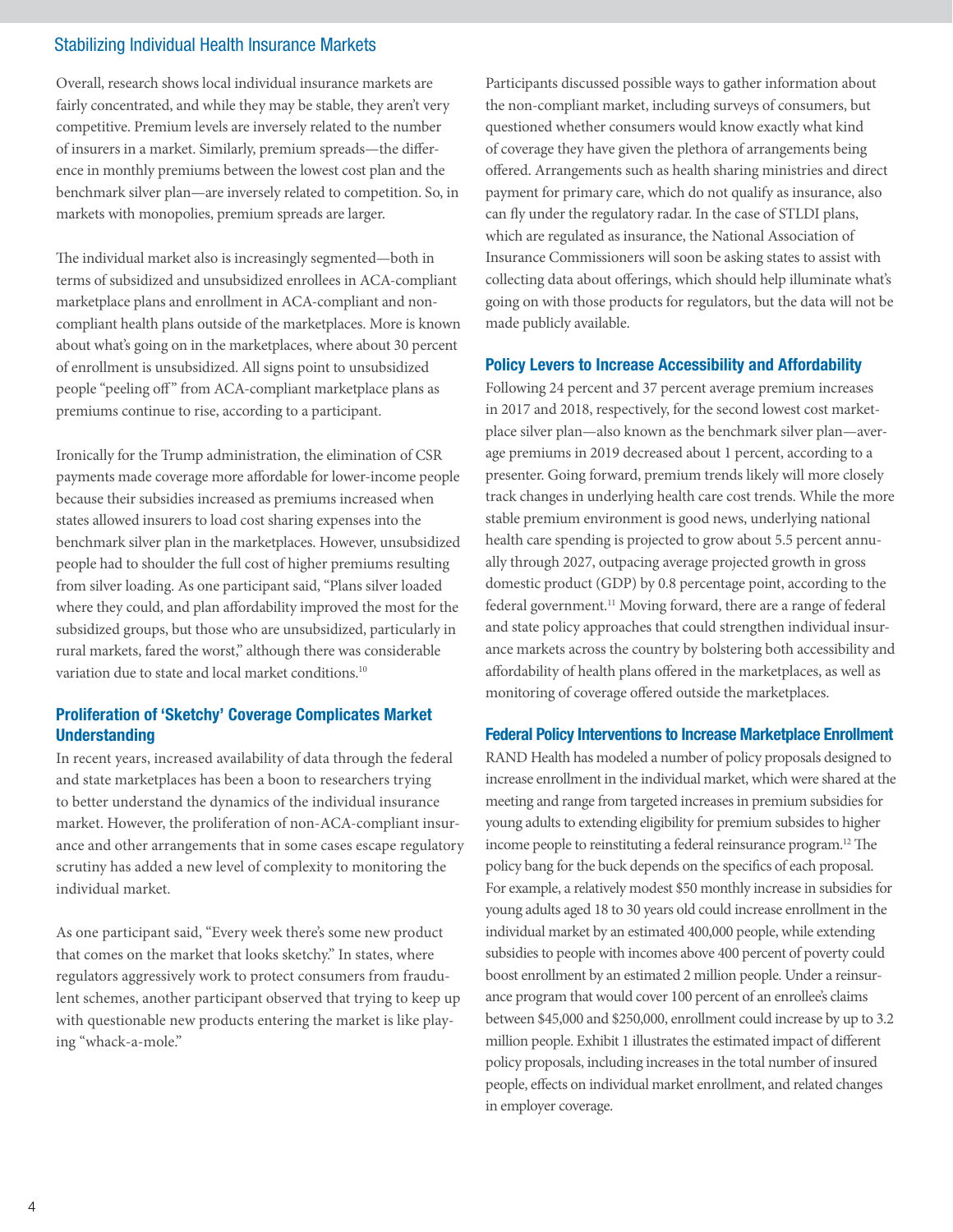Overall, research shows local individual insurance markets are fairly concentrated, and while they may be stable, they aren't very competitive. Premium levels are inversely related to the number of insurers in a market. Similarly, premium spreads—the difference in monthly premiums between the lowest cost plan and the benchmark silver plan—are inversely related to competition. So, in markets with monopolies, premium spreads are larger.

The individual market also is increasingly segmented—both in terms of subsidized and unsubsidized enrollees in ACA-compliant marketplace plans and enrollment in ACA-compliant and non-compliant health plans outside of the marketplaces. More is known about what's going on in the marketplaces, where about 30 percent of enrollment is unsubsidized. All signs point to unsubsidized people "peeling off" from ACA-compliant marketplace plans as premiums continue to rise, according to a participant.

Ironically for the Trump administration, the elimination of CSR payments made coverage more affordable for lower-income people because their subsidies increased as premiums increased when states allowed insurers to load cost sharing expenses into the benchmark silver plan in the marketplaces. However, unsubsidized people had to shoulder the full cost of higher premiums resulting from silver loading. As one participant said, "Plans silver loaded where they could, and plan affordability improved the most for the subsidized groups, but those who are unsubsidized, particularly in rural markets, fared the worst," although there was considerable variation due to state and local market conditions.[10]

### Proliferation of 'Sketchy' Coverage Complicates Market Understanding

In recent years, increased availability of data through the federal and state marketplaces has been a boon to researchers trying to better understand the dynamics of the individual insurance market. However, the proliferation of non-ACA-compliant insurance and other arrangements that in some cases escape regulatory scrutiny has added a new level of complexity to monitoring the individual market.

As one participant said, "Every week there's some new product that comes on the market that looks sketchy." In states, where regulators aggressively work to protect consumers from fraudulent schemes, another participant observed that trying to keep up with questionable new products entering the market is like playing "whack-a-mole."

Participants discussed possible ways to gather information about the non-compliant market, including surveys of consumers, but questioned whether consumers would know exactly what kind of coverage they have given the plethora of arrangements being offered. Arrangements such as health sharing ministries and direct payment for primary care, which do not qualify as insurance, also can fly under the regulatory radar. In the case of STLDI plans, which are regulated as insurance, the National Association of Insurance Commissioners will soon be asking states to assist with collecting data about offerings, which should help illuminate what's going on with those products for regulators, but the data will not be made publicly available.

### Policy Levers to Increase Accessibility and Affordability

Following 24 percent and 37 percent average premium increases in 2017 and 2018, respectively, for the second lowest cost marketplace silver plan—also known as the benchmark silver plan—average premiums in 2019 decreased about 1 percent, according to a presenter. Going forward, premium trends likely will more closely track changes in underlying health care cost trends. While the more stable premium environment is good news, underlying national health care spending is projected to grow about 5.5 percent annually through 2027, outpacing average projected growth in gross domestic product (GDP) by 0.8 percentage point, according to the federal government.[11] Moving forward, there are a range of federal and state policy approaches that could strengthen individual insurance markets across the country by bolstering both accessibility and affordability of health plans offered in the marketplaces, as well as monitoring of coverage offered outside the marketplaces.

### Federal Policy Interventions to Increase Marketplace Enrollment

RAND Health has modeled a number of policy proposals designed to increase enrollment in the individual market, which were shared at the meeting and range from targeted increases in premium subsidies for young adults to extending eligibility for premium subsides to higher income people to reinstituting a federal reinsurance program.[12] The policy bang for the buck depends on the specifics of each proposal. For example, a relatively modest $50 monthly increase in subsidies for young adults aged 18 to 30 years old could increase enrollment in the individual market by an estimated 400,000 people, while extending subsidies to people with incomes above 400 percent of poverty could boost enrollment by an estimated 2 million people. Under a reinsurance program that would cover 100 percent of an enrollee's claims between $45,000 and $250,000, enrollment could increase by up to 3.2 million people. Exhibit 1 illustrates the estimated impact of different policy proposals, including increases in the total number of insured people, effects on individual market enrollment, and related changes in employer coverage.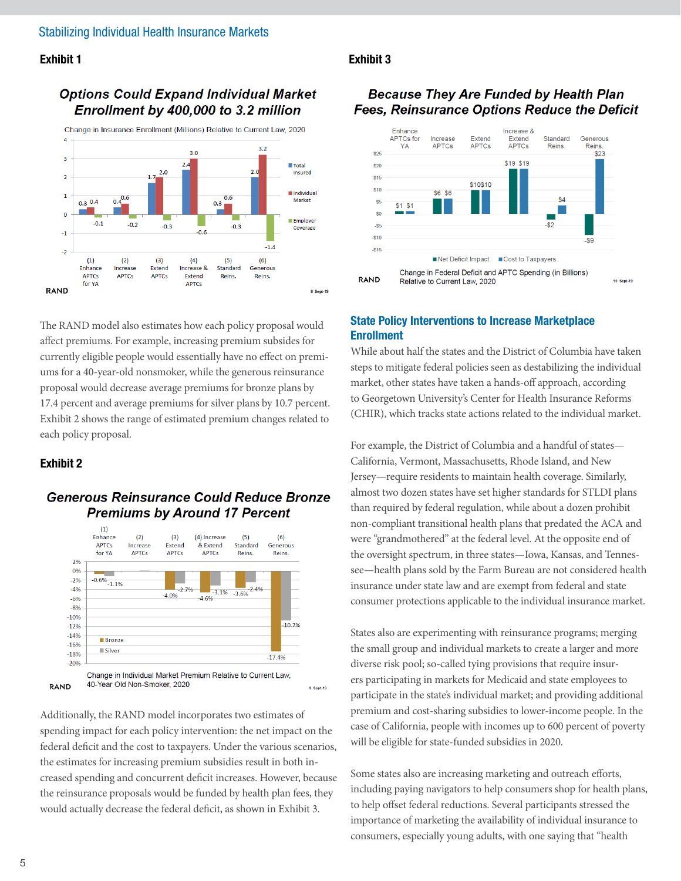## Exhibit 1

### Options Could Expand Individual Market Enrollment by 400,000 to 3.2 million

Change in Insurance Enrollment (Millions) Relative to Current Law, 2020

| Option | Total Insured | Individual Market | Employer Coverage |
|---|---|---|---|
| (1) Enhance APTCs for YA | 0.3 | 0.4 | -0.1 |
| (2) Increase APTCs | 0.4 | 0.6 | -0.2 |
| (3) Extend APTCs | 1.7 | 2.0 | -0.3 |
| (4) Increase & Extend APTCs | 2.4 | 3.0 | -0.6 |
| (5) Standard Reins. | 0.3 | 0.6 | -0.3 |
| (6) Generous Reins. | 2.0 | 3.2 | -1.4 |

RAND

The RAND model also estimates how each policy proposal would affect premiums. For example, increasing premium subsidies for currently eligible people would essentially have no effect on premiums for a 40-year-old nonsmoker, while the generous reinsurance proposal would decrease average premiums for bronze plans by 17.4 percent and average premiums for silver plans by 10.7 percent. Exhibit 2 shows the range of estimated premium changes related to each policy proposal.

## Exhibit 2

### Generous Reinsurance Could Reduce Bronze Premiums by Around 17 Percent

Change in Individual Market Premium Relative to Current Law, 40-Year Old Non-Smoker, 2020

| Option | Bronze | Silver |
|---|---|---|
| (1) Enhance APTCs for YA | -0.6% | -1.1% |
| (2) Increase APTCs | | |
| (3) Extend APTCs | -4.0% | -2.7% |
| (4) Increase & Extend APTCs | -4.6% | -3.1% |
| (5) Standard Reins. | -3.6% | -2.4% |
| (6) Generous Reins. | -17.4% | -10.7% |

RAND

Additionally, the RAND model incorporates two estimates of spending impact for each policy intervention: the net impact on the federal deficit and the cost to taxpayers. Under the various scenarios, the estimates for increasing premium subsidies result in both increased spending and concurrent deficit increases. However, because the reinsurance proposals would be funded by health plan fees, they would actually decrease the federal deficit, as shown in Exhibit 3.

## Exhibit 3

### Because They Are Funded by Health Plan Fees, Reinsurance Options Reduce the Deficit

Change in Federal Deficit and APTC Spending (in Billions) Relative to Current Law, 2020

| Option | Net Deficit Impact | Cost to Taxpayers |
|---|---|---|
| Enhance APTCs for YA | $1 | $1 |
| Increase APTCs | $6 | $6 |
| Extend APTCs | $10 | $10 |
| Increase & Extend APTCs | $19 | $19 |
| Standard Reins. | -$2 | $4 |
| Generous Reins. | -$9 | $23 |

RAND

## State Policy Interventions to Increase Marketplace Enrollment

While about half the states and the District of Columbia have taken steps to mitigate federal policies seen as destabilizing the individual market, other states have taken a hands-off approach, according to Georgetown University's Center for Health Insurance Reforms (CHIR), which tracks state actions related to the individual market.

For example, the District of Columbia and a handful of states—California, Vermont, Massachusetts, Rhode Island, and New Jersey—require residents to maintain health coverage. Similarly, almost two dozen states have set higher standards for STLDI plans than required by federal regulation, while about a dozen prohibit non-compliant transitional health plans that predated the ACA and were "grandmothered" at the federal level. At the opposite end of the oversight spectrum, in three states—Iowa, Kansas, and Tennessee—health plans sold by the Farm Bureau are not considered health insurance under state law and are exempt from federal and state consumer protections applicable to the individual insurance market.

States also are experimenting with reinsurance programs; merging the small group and individual markets to create a larger and more diverse risk pool; so-called tying provisions that require insurers participating in markets for Medicaid and state employees to participate in the state's individual market; and providing additional premium and cost-sharing subsidies to lower-income people. In the case of California, people with incomes up to 600 percent of poverty will be eligible for state-funded subsidies in 2020.

Some states also are increasing marketing and outreach efforts, including paying navigators to help consumers shop for health plans, to help offset federal reductions. Several participants stressed the importance of marketing the availability of individual insurance to consumers, especially young adults, with one saying that "health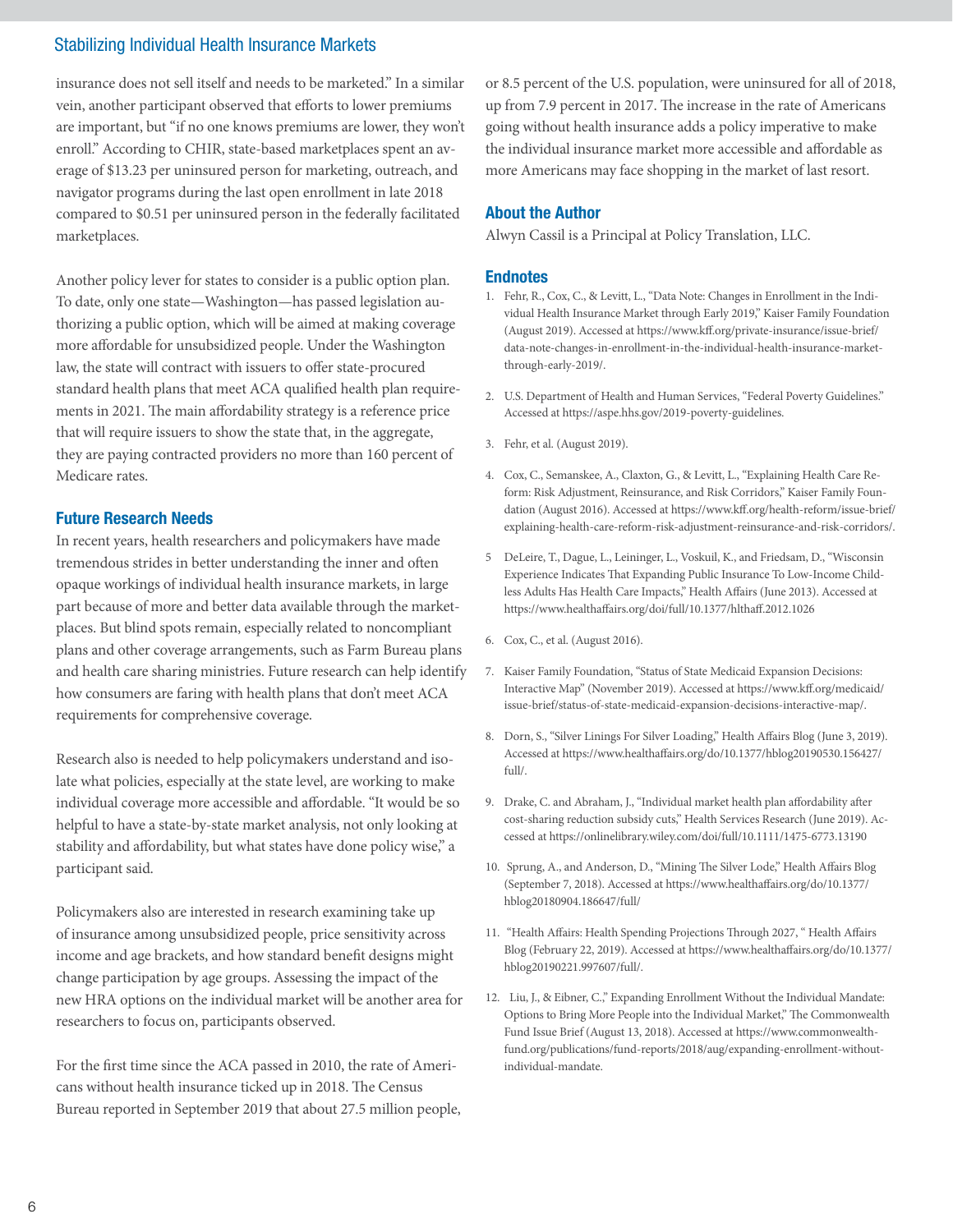insurance does not sell itself and needs to be marketed." In a similar vein, another participant observed that efforts to lower premiums are important, but "if no one knows premiums are lower, they won't enroll." According to CHIR, state-based marketplaces spent an average of $13.23 per uninsured person for marketing, outreach, and navigator programs during the last open enrollment in late 2018 compared to $0.51 per uninsured person in the federally facilitated marketplaces.

Another policy lever for states to consider is a public option plan. To date, only one state—Washington—has passed legislation authorizing a public option, which will be aimed at making coverage more affordable for unsubsidized people. Under the Washington law, the state will contract with issuers to offer state-procured standard health plans that meet ACA qualified health plan requirements in 2021. The main affordability strategy is a reference price that will require issuers to show the state that, in the aggregate, they are paying contracted providers no more than 160 percent of Medicare rates.

## Future Research Needs

In recent years, health researchers and policymakers have made tremendous strides in better understanding the inner and often opaque workings of individual health insurance markets, in large part because of more and better data available through the marketplaces. But blind spots remain, especially related to noncompliant plans and other coverage arrangements, such as Farm Bureau plans and health care sharing ministries. Future research can help identify how consumers are faring with health plans that don't meet ACA requirements for comprehensive coverage.

Research also is needed to help policymakers understand and isolate what policies, especially at the state level, are working to make individual coverage more accessible and affordable. "It would be so helpful to have a state-by-state market analysis, not only looking at stability and affordability, but what states have done policy wise," a participant said.

Policymakers also are interested in research examining take up of insurance among unsubsidized people, price sensitivity across income and age brackets, and how standard benefit designs might change participation by age groups. Assessing the impact of the new HRA options on the individual market will be another area for researchers to focus on, participants observed.

For the first time since the ACA passed in 2010, the rate of Americans without health insurance ticked up in 2018. The Census Bureau reported in September 2019 that about 27.5 million people, or 8.5 percent of the U.S. population, were uninsured for all of 2018, up from 7.9 percent in 2017. The increase in the rate of Americans going without health insurance adds a policy imperative to make the individual insurance market more accessible and affordable as more Americans may face shopping in the market of last resort.

## About the Author

Alwyn Cassil is a Principal at Policy Translation, LLC.

## Endnotes

1. Fehr, R., Cox, C., & Levitt, L., "Data Note: Changes in Enrollment in the Individual Health Insurance Market through Early 2019," Kaiser Family Foundation (August 2019). Accessed at https://www.kff.org/private-insurance/issue-brief/data-note-changes-in-enrollment-in-the-individual-health-insurance-market-through-early-2019/.

2. U.S. Department of Health and Human Services, "Federal Poverty Guidelines." Accessed at https://aspe.hhs.gov/2019-poverty-guidelines.

3. Fehr, et al. (August 2019).

4. Cox, C., Semanskee, A., Claxton, G., & Levitt, L., "Explaining Health Care Reform: Risk Adjustment, Reinsurance, and Risk Corridors," Kaiser Family Foundation (August 2016). Accessed at https://www.kff.org/health-reform/issue-brief/explaining-health-care-reform-risk-adjustment-reinsurance-and-risk-corridors/.

5. DeLeire, T., Dague, L., Leininger, L., Voskuil, K., and Friedsam, D., "Wisconsin Experience Indicates That Expanding Public Insurance To Low-Income Childless Adults Has Health Care Impacts," Health Affairs (June 2013). Accessed at https://www.healthaffairs.org/doi/full/10.1377/hlthaff.2012.1026

6. Cox, C., et al. (August 2016).

7. Kaiser Family Foundation, "Status of State Medicaid Expansion Decisions: Interactive Map" (November 2019). Accessed at https://www.kff.org/medicaid/issue-brief/status-of-state-medicaid-expansion-decisions-interactive-map/.

8. Dorn, S., "Silver Linings For Silver Loading," Health Affairs Blog (June 3, 2019). Accessed at https://www.healthaffairs.org/do/10.1377/hblog20190530.156427/full/.

9. Drake, C. and Abraham, J., "Individual market health plan affordability after cost-sharing reduction subsidy cuts," Health Services Research (June 2019). Accessed at https://onlinelibrary.wiley.com/doi/full/10.1111/1475-6773.13190

10. Sprung, A., and Anderson, D., "Mining The Silver Lode," Health Affairs Blog (September 7, 2018). Accessed at https://www.healthaffairs.org/do/10.1377/hblog20180904.186647/full/

11. "Health Affairs: Health Spending Projections Through 2027, " Health Affairs Blog (February 22, 2019). Accessed at https://www.healthaffairs.org/do/10.1377/hblog20190221.997607/full/.

12. Liu, J., & Eibner, C.," Expanding Enrollment Without the Individual Mandate: Options to Bring More People into the Individual Market," The Commonwealth Fund Issue Brief (August 13, 2018). Accessed at https://www.commonwealthfund.org/publications/fund-reports/2018/aug/expanding-enrollment-without-individual-mandate.